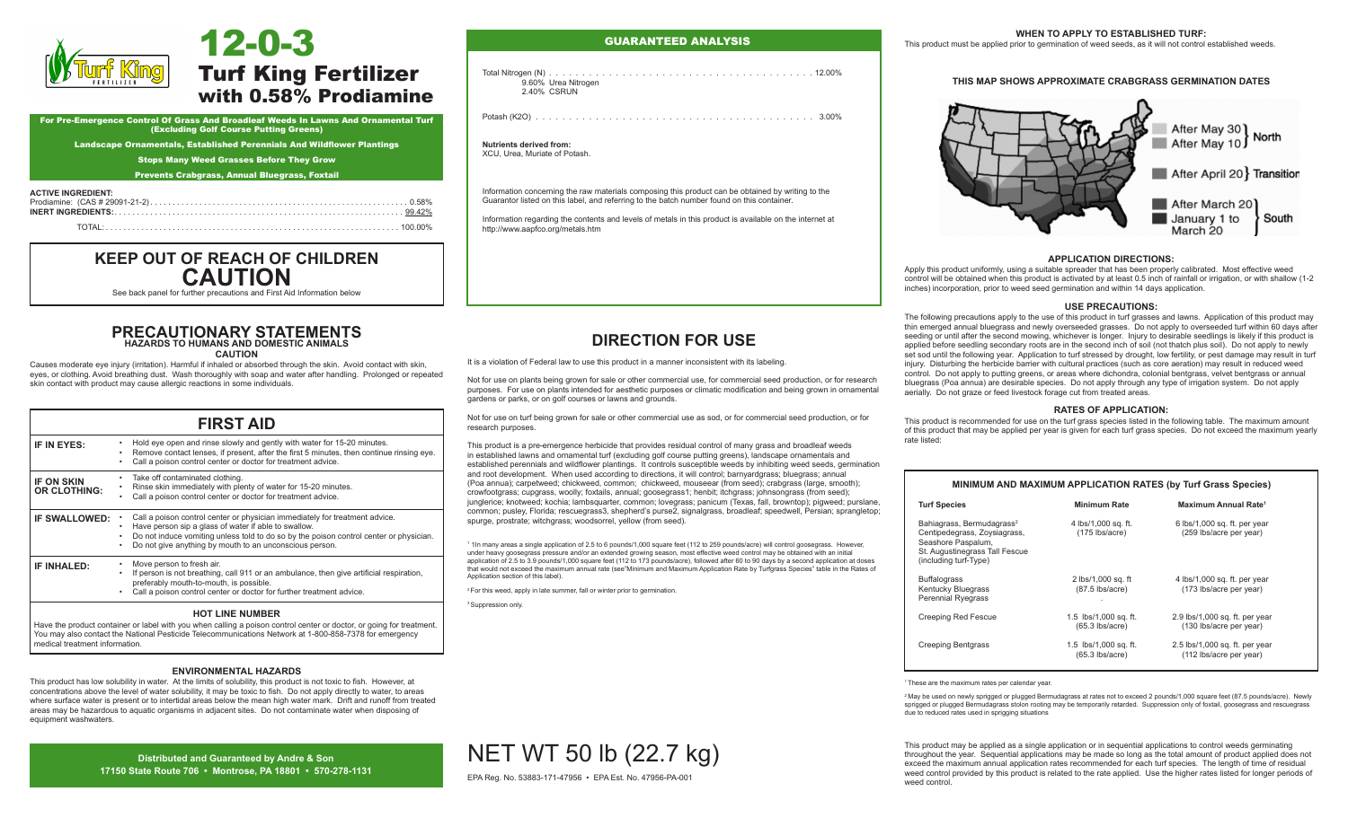# 12-0-3

## Turf King Fertilizer with 0.58% Prodiamine

**For Pre-Emergence Control Of Grass And Broadleaf Weeds In Lawns And Ornamental Turf (Excluding Golf Course Putting Greens)**

**Landscape Ornamentals, Established Perennials And Wildflower Plantings**

**Stops Many Weed Grasses Before They Grow**

**Prevents Crabgrass, Annual Bluegrass, Foxtail**

**ACTIVE INGREDIENT:**

Prodiamine: (CAS # 29091-21-2) .......... 0.58%

**INERT INGREDIENTS:** .......... 99.42%

TOTAL: .......... 100.00%

## KEEP OUT OF REACH OF CHILDREN

## CAUTION

See back panel for further precautions and First Aid Information below

## PRECAUTIONARY STATEMENTS

### HAZARDS TO HUMANS AND DOMESTIC ANIMALS

**CAUTION**

Causes moderate eye injury (irritation). Harmful if inhaled or absorbed through the skin. Avoid contact with skin, eyes, or clothing. Avoid breathing dust. Wash thoroughly with soap and water after handling. Prolonged or repeated skin contact with product may cause allergic reactions in some individuals.

## FIRST AID

| | |
|---|---|
| **IF IN EYES:** | • Hold eye open and rinse slowly and gently with water for 15-20 minutes.<br>• Remove contact lenses, if present, after the first 5 minutes, then continue rinsing eye.<br>• Call a poison control center or doctor for treatment advice. |
| **IF ON SKIN OR CLOTHING:** | • Take off contaminated clothing.<br>• Rinse skin immediately with plenty of water for 15-20 minutes.<br>• Call a poison control center or doctor for treatment advice. |
| **IF SWALLOWED:** | • Call a poison control center or physician immediately for treatment advice.<br>• Have person sip a glass of water if able to swallow.<br>• Do not induce vomiting unless told to do so by the poison control center or physician.<br>• Do not give anything by mouth to an unconscious person. |
| **IF INHALED:** | • Move person to fresh air.<br>• If person is not breathing, call 911 or an ambulance, then give artificial respiration, preferably mouth-to-mouth, is possible.<br>• Call a poison control center or doctor for further treatment advice. |

**HOT LINE NUMBER**

Have the product container or label with you when calling a poison control center or doctor, or going for treatment. You may also contact the National Pesticide Telecommunications Network at 1-800-858-7378 for emergency medical treatment information.

### ENVIRONMENTAL HAZARDS

This product has low solubility in water. At the limits of solubility, this product is not toxic to fish. However, at concentrations above the level of water solubility, it may be toxic to fish. Do not apply directly to water, to areas where surface water is present or to intertidal areas below the mean high water mark. Drift and runoff from treated areas may be hazardous to aquatic organisms in adjacent sites. Do not contaminate water when disposing of equipment washwaters.

**Distributed and Guaranteed by Andre & Son**
**17150 State Route 706 • Montrose, PA 18801 • 570-278-1131**

## GUARANTEED ANALYSIS

Total Nitrogen (N) .......... 12.00%
 9.60% Urea Nitrogen
 2.40% CSRUN

Potash (K2O) .......... 3.00%

**Nutrients derived from:**
XCU, Urea, Muriate of Potash.

Information concerning the raw materials composing this product can be obtained by writing to the Guarantor listed on this label, and referring to the batch number found on this container.

Information regarding the contents and levels of metals in this product is available on the internet at http://www.aapfco.org/metals.htm

## DIRECTION FOR USE

It is a violation of Federal law to use this product in a manner inconsistent with its labeling.

Not for use on plants being grown for sale or other commercial use, for commercial seed production, or for research purposes. For use on plants intended for aesthetic purposes or climatic modification and being grown in ornamental gardens or parks, or on golf courses or lawns and grounds.

Not for use on turf being grown for sale or other commercial use as sod, or for commercial seed production, or for research purposes.

This product is a pre-emergence herbicide that provides residual control of many grass and broadleaf weeds in established lawns and ornamental turf (excluding golf course putting greens), landscape ornamentals and established perennials and wildflower plantings. It controls susceptible weeds by inhibiting weed seeds, germination and root development. When used according to directions, it will control; barnyardgrass; bluegrass; annual (Poa annua); carpetweed; chickweed, common; chickweed, mouseear (from seed); crabgrass (large, smooth); crowfootgrass; cupgrass, woolly; foxtails, annual; goosegrass1; henbit; itchgrass; johnsongrass (from seed); junglerice; knotweed; kochia; lambsquarter, common; lovegrass; panicum (Texas, fall, browntop); pigweed; purslane, common; pusley, Florida; rescuegrass3, shepherd's purse2, signalgrass, broadleaf; speedwell, Persian; sprangletop; spurge, prostrate; witchgrass; woodsorrel, yellow (from seed).

[1] 1In many areas a single application of 2.5 to 6 pounds/1,000 square feet (112 to 259 pounds/acre) will control goosegrass. However, under heavy goosegrass pressure and/or an extended growing season, most effective weed control may be obtained with an initial application of 2.5 to 3.9 pounds/1,000 square feet (112 to 173 pounds/acre), followed after 60 to 90 days by a second application at doses that would not exceed the maximum annual rate (see"Minimum and Maximum Application Rate by Turfgrass Species" table in the Rates of Application section of this label).

[2] For this weed, apply in late summer, fall or winter prior to germination.

[3] Suppression only.

NET WT 50 lb (22.7 kg)

EPA Reg. No. 53883-171-47956 • EPA Est. No. 47956-PA-001

### WHEN TO APPLY TO ESTABLISHED TURF:

This product must be applied prior to germination of weed seeds, as it will not control established weeds.

### THIS MAP SHOWS APPROXIMATE CRABGRASS GERMINATION DATES

- After May 30 / After May 10 — North
- After April 20 — Transition
- After March 20 / January 1 to March 20 — South

### APPLICATION DIRECTIONS:

Apply this product uniformly, using a suitable spreader that has been properly calibrated. Most effective weed control will be obtained when this product is activated by at least 0.5 inch of rainfall or irrigation, or with shallow (1-2 inches) incorporation, prior to weed seed germination and within 14 days application.

### USE PRECAUTIONS:

The following precautions apply to the use of this product in turf grasses and lawns. Application of this product may thin emerged annual bluegrass and newly overseeded grasses. Do not apply to overseeded turf within 60 days after seeding or until after the second mowing, whichever is longer. Injury to desirable seedlings is likely if this product is applied before seedling secondary roots are in the second inch of soil (not thatch plus soil). Do not apply to newly set sod until the following year. Application to turf stressed by drought, low fertility, or pest damage may result in turf injury. Disturbing the herbicide barrier with cultural practices (such as core aeration) may result in reduced weed control. Do not apply to putting greens, or areas where dichondra, colonial bentgrass, velvet bentgrass or annual bluegrass (Poa annua) are desirable species. Do not apply through any type of irrigation system. Do not apply aerially. Do not graze or feed livestock forage cut from treated areas.

### RATES OF APPLICATION:

This product is recommended for use on the turf grass species listed in the following table. The maximum amount of this product that may be applied per year is given for each turf grass species. Do not exceed the maximum yearly rate listed:

**MINIMUM AND MAXIMUM APPLICATION RATES (by Turf Grass Species)**

| Turf Species | Minimum Rate | Maximum Annual Rate[1] |
|---|---|---|
| Bahiagrass, Bermudagrass[2] Centipedegrass, Zoysiagrass, Seashore Paspalum, St. Augustinegrass Tall Fescue (including turf-Type) | 4 lbs/1,000 sq. ft. (175 lbs/acre) | 6 lbs/1,000 sq. ft. per year (259 lbs/acre per year) |
| Buffalograss Kentucky Bluegrass Perennial Ryegrass | 2 lbs/1,000 sq. ft (87.5 lbs/acre) | 4 lbs/1,000 sq. ft. per year (173 lbs/acre per year) |
| Creeping Red Fescue | 1.5 lbs/1,000 sq. ft. (65.3 lbs/acre) | 2.9 lbs/1,000 sq. ft. per year (130 lbs/acre per year) |
| Creeping Bentgrass | 1.5 lbs/1,000 sq. ft. (65.3 lbs/acre) | 2.5 lbs/1,000 sq. ft. per year (112 lbs/acre per year) |

[1] These are the maximum rates per calendar year.

[2] May be used on newly sprigged or plugged Bermudagrass at rates not to exceed 2 pounds/1,000 square feet (87.5 pounds/acre). Newly sprigged or plugged Bermudagrass stolon rooting may be temporarily retarded. Suppression only of foxtail, goosegrass and rescuegrass due to reduced rates used in sprigging situations

This product may be applied as a single application or in sequential applications to control weeds germinating throughout the year. Sequential applications may be made so long as the total amount of product applied does not exceed the maximum annual application rates recommended for each turf species. The length of time of residual weed control provided by this product is related to the rate applied. Use the higher rates listed for longer periods of weed control.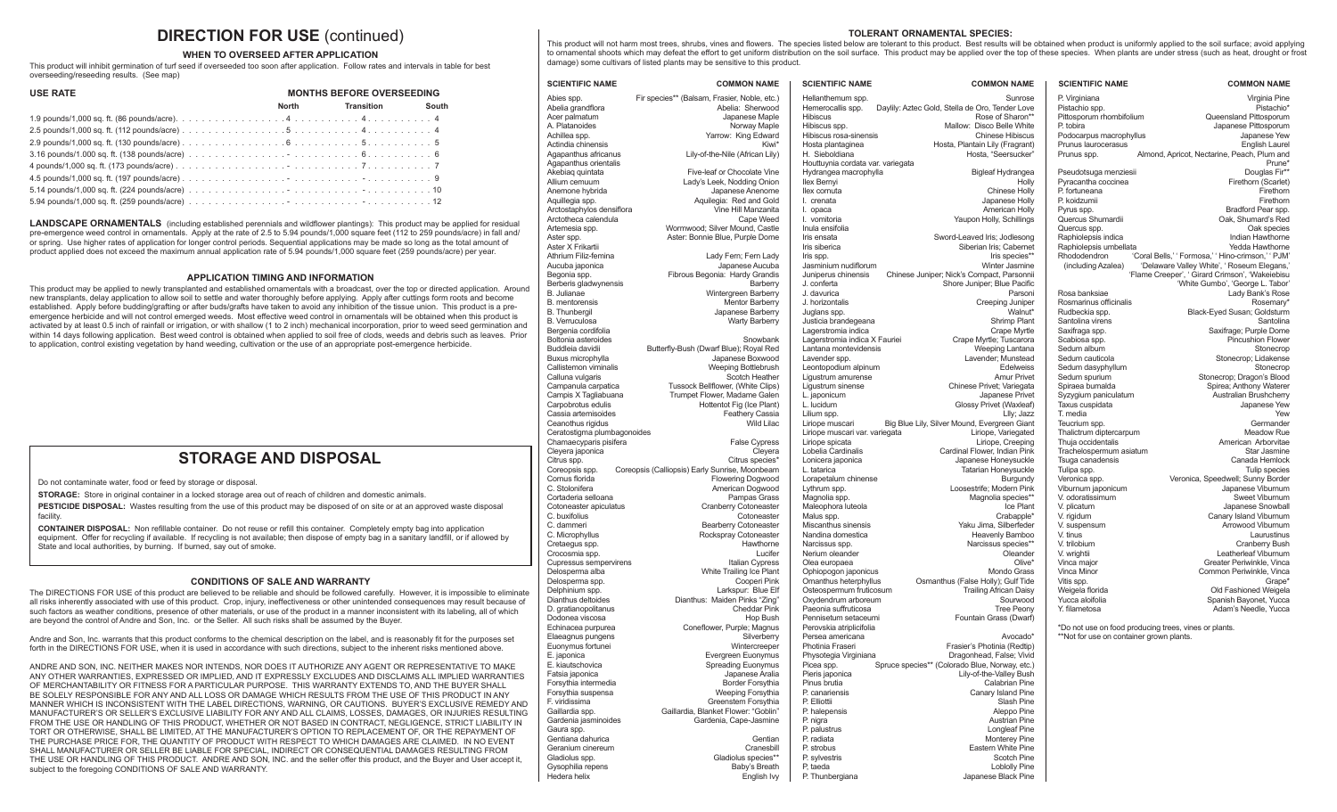# DIRECTION FOR USE (continued)

### WHEN TO OVERSEED AFTER APPLICATION

This product will inhibit germination of turf seed if overseeded too soon after application. Follow rates and intervals in table for best overseeding/reseeding results. (See map)

| USE RATE | MONTHS BEFORE OVERSEEDING North | Transition | South |
|---|---|---|---|
| 1.9 pounds/1,000 sq. ft. (86 pounds/acre) | 4 | 4 | 4 |
| 2.5 pounds/1,000 sq. ft. (112 pounds/acre) | 5 | 4 | 4 |
| 2.9 pounds/1,000 sq. ft. (130 pounds/acre) | 6 | 5 | 5 |
| 3.16 pounds/1,000 sq. ft. (138 pounds/acre) | - | 6 | 6 |
| 4 pounds/1,000 sq. ft. (173 pounds/acre) | - | 7 | 7 |
| 4.5 pounds/1,000 sq. ft. (197 pounds/acre) | - | - | 9 |
| 5.14 pounds/1,000 sq. ft. (224 pounds/acre) | - | - | 10 |
| 5.94 pounds/1,000 sq. ft. (259 pounds/acre) | - | - | 12 |

**LANDSCAPE ORNAMENTALS** (including established perennials and wildflower plantings): This product may be applied for residual pre-emergence weed control in ornamentals. Apply at the rate of 2.5 to 5.94 pounds/1,000 square feet (112 to 259 pounds/acre) in fall and/or spring. Use higher rates of application for longer control periods. Sequential applications may be made so long as the total amount of product applied does not exceed the maximum annual application rate of 5.94 pounds/1,000 square feet (259 pounds/acre) per year.

### APPLICATION TIMING AND INFORMATION

This product may be applied to newly transplanted and established ornamentals with a broadcast, over the top or directed application. Around new transplants, delay application to allow soil to settle and water thoroughly before applying. Apply after cuttings form roots and become established. Apply before budding/grafting or after buds/grafts have taken to avoid any inhibition of the tissue union. This product is a pre-emergence herbicide and will not control emerged weeds. Most effective weed control in ornamentals will be obtained when this product is activated by at least 0.5 inch of rainfall or irrigation, or with shallow (1 to 2 inch) mechanical incorporation, prior to weed seed germination and within 14 days following application. Best weed control is obtained when applied to soil free of clods, weeds and debris such as leaves. Prior to application, control existing vegetation by hand weeding, cultivation or the use of an appropriate post-emergence herbicide.

# STORAGE AND DISPOSAL

Do not contaminate water, food or feed by storage or disposal.

**STORAGE:** Store in original container in a locked storage area out of reach of children and domestic animals.

**PESTICIDE DISPOSAL:** Wastes resulting from the use of this product may be disposed of on site or at an approved waste disposal facility.

**CONTAINER DISPOSAL:** Non refillable container. Do not reuse or refill this container. Completely empty bag into application equipment. Offer for recycling if available. If recycling is not available; then dispose of empty bag in a sanitary landfill, or if allowed by State and local authorities, by burning. If burned, say out of smoke.

### CONDITIONS OF SALE AND WARRANTY

The DIRECTIONS FOR USE of this product are believed to be reliable and should be followed carefully. However, it is impossible to eliminate all risks inherently associated with use of this product. Crop, injury, ineffectiveness or other unintended consequences may result because of such factors as weather conditions, presence of other materials, or use of the product in a manner inconsistent with its labeling, all of which are beyond the control of Andre and Son, Inc. or the Seller. All such risks shall be assumed by the Buyer.

Andre and Son, Inc. warrants that this product conforms to the chemical description on the label, and is reasonably fit for the purposes set forth in the DIRECTIONS FOR USE, when it is used in accordance with such directions, subject to the inherent risks mentioned above.

ANDRE AND SON, INC. NEITHER MAKES NOR INTENDS, NOR DOES IT AUTHORIZE ANY AGENT OR REPRESENTATIVE TO MAKE ANY OTHER WARRANTIES, EXPRESSED OR IMPLIED, AND IT EXPRESSLY EXCLUDES AND DISCLAIMS ALL IMPLIED WARRANTIES OF MERCHANTABILITY OR FITNESS FOR A PARTICULAR PURPOSE. THIS WARRANTY EXTENDS TO, AND THE BUYER SHALL BE SOLELY RESPONSIBLE FOR ANY AND ALL LOSS OR DAMAGE WHICH RESULTS FROM THE USE OF THIS PRODUCT IN ANY MANNER WHICH IS INCONSISTENT WITH THE LABEL DIRECTIONS, WARNING, OR CAUTIONS. BUYER'S EXCLUSIVE REMEDY AND MANUFACTURER'S OR SELLER'S EXCLUSIVE LIABILITY FOR ANY AND ALL CLAIMS, LOSSES, DAMAGES, OR INJURIES RESULTING FROM THE USE OR HANDLING OF THIS PRODUCT, WHETHER OR NOT BASED IN CONTRACT, NEGLIGENCE, STRICT LIABILITY IN TORT OR OTHERWISE, SHALL BE LIMITED, AT THE MANUFACTURER'S OPTION TO REPLACEMENT OF, OR THE REPAYMENT OF THE PURCHASE PRICE FOR, THE QUANTITY OF PRODUCT WITH RESPECT TO WHICH DAMAGES ARE CLAIMED. IN NO EVENT SHALL MANUFACTURER OR SELLER BE LIABLE FOR SPECIAL, INDIRECT OR CONSEQUENTIAL DAMAGES RESULTING FROM THE USE OR HANDLING OF THIS PRODUCT. ANDRE AND SON, INC. and the seller offer this product, and the Buyer and User accept it, subject to the foregoing CONDITIONS OF SALE AND WARRANTY.

### TOLERANT ORNAMENTAL SPECIES:

This product will not harm most trees, shrubs, vines and flowers. The species listed below are tolerant to this product. Best results will be obtained when product is uniformly applied to the soil surface; avoid applying to ornamental shoots which may defeat the effort to get uniform distribution on the soil surface. This product may be applied over the top of these species. When plants are under stress (such as heat, drought or frost damage) some cultivars of listed plants may be sensitive to this product.

| SCIENTIFIC NAME | COMMON NAME |
|---|---|
| Abies spp. | Fir species** (Balsam, Frasier, Noble, etc.) |
| Abelia grandflora | Abelia: Sherwood |
| Acer palmatum | Japanese Maple |
| A. Platanoides | Norway Maple |
| Achillea spp. | Yarrow: King Edward |
| Actindia chinensis | Kiwi* |
| Agapanthus africanus | Lily-of-the-Nile (African Lily) |
| Agapanthus orientalis | |
| Akebiaq quintata | Five-leaf or Chocolate Vine |
| Allium cernuum | Lady's Leek, Nodding Onion |
| Anemone hybrida | Japanese Anenome |
| Aquillegia spp. | Aquilegia: Red and Gold |
| Arctostaphylos densiflora | Vine Hill Manzanita |
| Arctotheca calendula | Cape Weed |
| Artemesia spp. | Wormwood; Silver Mound, Castle |
| Aster spp. | Aster: Bonnie Blue, Purple Dome |
| Aster X Frikartii | |
| Athrium Filiz-femina | Lady Fern; Fern Lady |
| Aucuba japonica | Japanese Aucuba |
| Begonia spp. | Fibrous Begonia: Hardy Grandis |
| Berberis gladwynensis | Barberry |
| B. Julianae | Wintergreen Barberry |
| B. mentorensis | Mentor Barberry |
| B. Thunbergil | Japanese Barberry |
| B. Verruculosa | Warty Barberry |
| Bergenia cordifolia | |
| Boltonia asteroides | Snowbank |
| Buddleia davidii | Butterfly-Bush (Dwarf Blue); Royal Red |
| Buxus microphylla | Japanese Boxwood |
| Callistemon viminalis | Weeping Bottlebrush |
| Calluna vulgaris | Scotch Heather |
| Campanula carpatica | Tussock Bellflower, (White Clips) |
| Campis X Tagliabuana | Trumpet Flower, Madame Galen |
| Carpobrotus edulis | Hottentot Fig (Ice Plant) |
| Cassia artemisoides | Feathery Cassia |
| Ceanothus rigidus | Wild Lilac |
| Ceratostigma plumbagonoides | |
| Chamaecyparis pisifera | False Cypress |
| Cleyera japonica | Cleyera |
| Citrus spp. | Citrus species* |
| Coreopsis spp. | Coreopsis (Calliopsis) Early Sunrise, Moonbeam |
| Cornus florida | Flowering Dogwood |
| C. Stolonifera | American Dogwood |
| Cortaderia selloana | Pampas Grass |
| Cotoneaster apiculatus | Cranberry Cotoneaster |
| C. buxifolius | Cotoneaster |
| C. dammeri | Bearberry Cotoneaster |
| C. Microphyllus | Rockspray Cotoneaster |
| Cretaegus spp. | Hawthorne |
| Crocosmia spp. | Lucifer |
| Cupressus sempervirens | Italian Cypress |
| Delosperma alba | White Trailing Ice Plant |
| Delosperma spp. | Cooperi Pink |
| Delphinium spp. | Larkspur: Blue Elf |
| Dianthus deltoides | Dianthus: Maiden Pinks "Zing" |
| D. gratianopolitanus | Cheddar Pink |
| Dodonea viscosa | Hop Bush |
| Echinacea purpurea | Coneflower, Purple; Magnus |
| Elaeagnus pungens | Silverberry |
| Euonymus fortunei | Wintercreeper |
| E. japonica | Evergreen Euonymus |
| E. kiautschovica | Spreading Euonymus |
| Fatsia japonica | Japanese Aralia |
| Forsythia intermedia | Border Forsythia |
| Forsythia suspensa | Weeping Forsythia |
| F. viridissima | Greenstem Forsythia |
| Gaillardia spp. | Gaillardia. Blanket Flower: "Goblin" |
| Gardenia jasminoides | Gardenia, Cape-Jasmine |
| Gaura spp. | |
| Gentiana dahurica | Gentian |
| Geranium cinereum | Cranesbill |
| Gladiolus spp. | Gladiolus species** |
| Gysophilia repens | Baby's Breath |
| Hedera helix | English Ivy |
| Hellanthemum spp. | Sunrose |
| Hemerocallis spp. | Daylily: Aztec Gold, Stella de Oro, Tender Love |
| Hibiscus | Rose of Sharon** |
| Hibiscus spp. | Mallow: Disco Belle White |
| Hibiscus rosa-sinensis | Chinese Hibiscus |
| Hosta plantaginea | Hosta, Plantain Lily (Fragrant) |
| H. Sieboldiana | Hosta, "Seersucker" |
| Houttuynia cordata var. variegata | |
| Hydrangea macrophylla | Bigleaf Hydrangea |
| Ilex Bernyi | Holly |
| Ilex cornuta | Chinese Holly |
| I. crenata | Japanese Holly |
| I. opaca | American Holly |
| I. vomitoria | Yaupon Holly, Schillings |
| Inula ensifolia | |
| Iris ensata | Sword-Leaved Iris; Jodlesong |
| Iris siberica | Siberian Iris; Cabernet |
| Iris spp. | Iris species** |
| Jasminium nudiflorum | Winter Jasmine |
| Juniperus chinensis | Chinese Juniper; Nick's Compact, Parsonnii |
| J. conferta | Shore Juniper; Blue Pacific |
| J. davurica | Parsoni |
| J. horizontalis | Creeping Juniper |
| Juglans spp. | Walnut* |
| Justicia brandegeana | Shrimp Plant |
| Lagerstromia indica | Crape Myrtle |
| Lagerstromia indica X Fauriei | Crape Myrtle; Tuscarora |
| Lantana montevidensis | Weeping Lantana |
| Lavender spp. | Lavender; Munstead |
| Leontopodium alpinum | Edelweiss |
| Ligustrum amurense | Amur Privet |
| Ligustrum sinense | Chinese Privet; Variegata |
| L. japonicum | Japanese Privet |
| L. lucidum | Glossy Privet (Waxleaf) |
| Lilium spp. | Lily; Jazz |
| Liriope muscari | Big Blue Lily, Silver Mound, Evergreen Giant |
| Liriope muscari var. variegata | Liriope, Variegated |
| Liriope spicata | Liriope, Creeping |
| Lobelia Cardinalis | Cardinal Flower, Indian Pink |
| Lonicera japonica | Japanese Honeysuckle |
| L. tatarica | Tatarian Honeysuckle |
| Lorapetalum chinense | Burgundy |
| Lythrum spp. | Loosestrife; Modern Pink |
| Magnolia spp. | Magnolia species** |
| Maleophora luteola | Ice Plant |
| Malus spp. | Crabapple* |
| Miscanthus sinensis | Yaku Jima, Silberfeder |
| Nandina domestica | Heavenly Bamboo |
| Narcissus spp. | Narcissus species** |
| Nerium oleander | Oleander |
| Olea europaea | Olive* |
| Ophiopogon japonicus | Mondo Grass |
| Omanthus heterphyllus | Osmanthus (False Holly); Gulf Tide |
| Osteospermum fruticosum | Trailing African Daisy |
| Oxydendrum arboreum | Sourwood |
| Paeonia suffruticosa | Tree Peony |
| Pennisetum setaceumi | Fountain Grass (Dwarf) |
| Perovskia atriplicifolia | |
| Persea americana | Avocado* |
| Photinia Fraseri | Frasier's Photinia (Redtip) |
| Physotegia Virginiana | Dragonhead, False; Vivid |
| Picea spp. | Spruce species** (Colorado Blue, Norway, etc.) |
| Pieris japonica | Lily-of-the-Valley Bush |
| Pinus brutia | Calabrian Pine |
| P. canariensis | Canary Island Pine |
| P. Elliottii | Slash Pine |
| P. halepensis | Aleppo Pine |
| P. nigra | Austrian Pine |
| P. palustrus | Longleaf Pine |
| P. radiata | Monterey Pine |
| P. strobus | Eastern White Pine |
| P. sylvestris | Scotch Pine |
| P. taeda | Loblolly Pine |
| P. Thunbergiana | Japanese Black Pine |
| P. Virginiana | Virginia Pine |
| Pistachio spp. | Pistachio* |
| Pittosporum rhombifolium | Queensland Pittosporum |
| P. tobira | Japanese Pittosporum |
| Podocarpus macrophyllus | Japanese Yew |
| Prunus laurocerasus | English Laurel |
| Prunus spp. | Almond, Apricot, Nectarine, Peach, Plum and Prune* |
| Pseudotsuga menziesii | Douglas Fir** |
| Pyracantha coccinea | Firethorn (Scarlet) |
| P. fortuneana | Firethorn |
| P. koidzumii | Firethorn |
| Pyrus spp. | Bradford Pear spp. |
| Quercus Shumardii | Oak, Shumard's Red |
| Quercus spp. | Oak species |
| Raphiolepsis indica | Indian Hawthorne |
| Raphiolepsis umbellata | Yedda Hawthorne |
| Rhododendron (including Azalea) | 'Coral Bells,' 'Formosa,' 'Hino-crimson,' 'PJM' 'Delaware Valley White', 'Roseum Elegans,' 'Flame Creeper', 'Girard Crimson', 'Wakeiebisu 'White Gumbo', 'George L. Tabor' |
| Rosa banksiae | Lady Bank's Rose |
| Rosmarinus officinalis | Rosemary* |
| Rudbeckia spp. | Black-Eyed Susan; Goldsturm |
| Santolina virens | Santolina |
| Saxifraga spp. | Saxifrage; Purple Dome |
| Scabiosa spp. | Pincushion Flower |
| Sedum album | Stonecrop |
| Sedum cauticola | Stonecrop; Lidakense |
| Sedum dasyphyllum | Stonecrop |
| Sedum spurium | Stonecrop; Dragon's Blood |
| Spiraea bumalda | Spirea; Anthony Waterer |
| Syzygium paniculatum | Australian Brushcherry |
| Taxus cuspidata | Japanese Yew |
| T. media | Yew |
| Teucrium spp. | Germander |
| Thalictrum diptercarpum | Meadow Rue |
| Thuja occidentalis | American Arborvitae |
| Trachelospermum asiatum | Star Jasmine |
| Tsuga canadensis | Canada Hemlock |
| Tulipa spp. | Tulip species |
| Veronica spp. | Veronica, Speedwell; Sunny Border |
| Viburnum japonicum | Japanese Viburnum |
| V. odoratissimum | Sweet Viburnum |
| V. plicatum | Japanese Snowball |
| V. rigidum | Canary Island Viburnum |
| V. suspensum | Arrowood Viburnum |
| V. tinus | Laurustinus |
| V. trilobium | Cranberry Bush |
| V. wrightii | Leatherleaf Viburnum |
| Vinca major | Greater Periwinkle, Vinca |
| Vinca Minor | Common Periwinkle, Vinca |
| Vitis spp. | Grape* |
| Weigela florida | Old Fashioned Weigela |
| Yucca aloifolia | Spanish Bayonet, Yucca |
| Y. filametosa | Adam's Needle, Yucca |

*Do not use on food producing trees, vines or plants.

**Not for use on container grown plants.